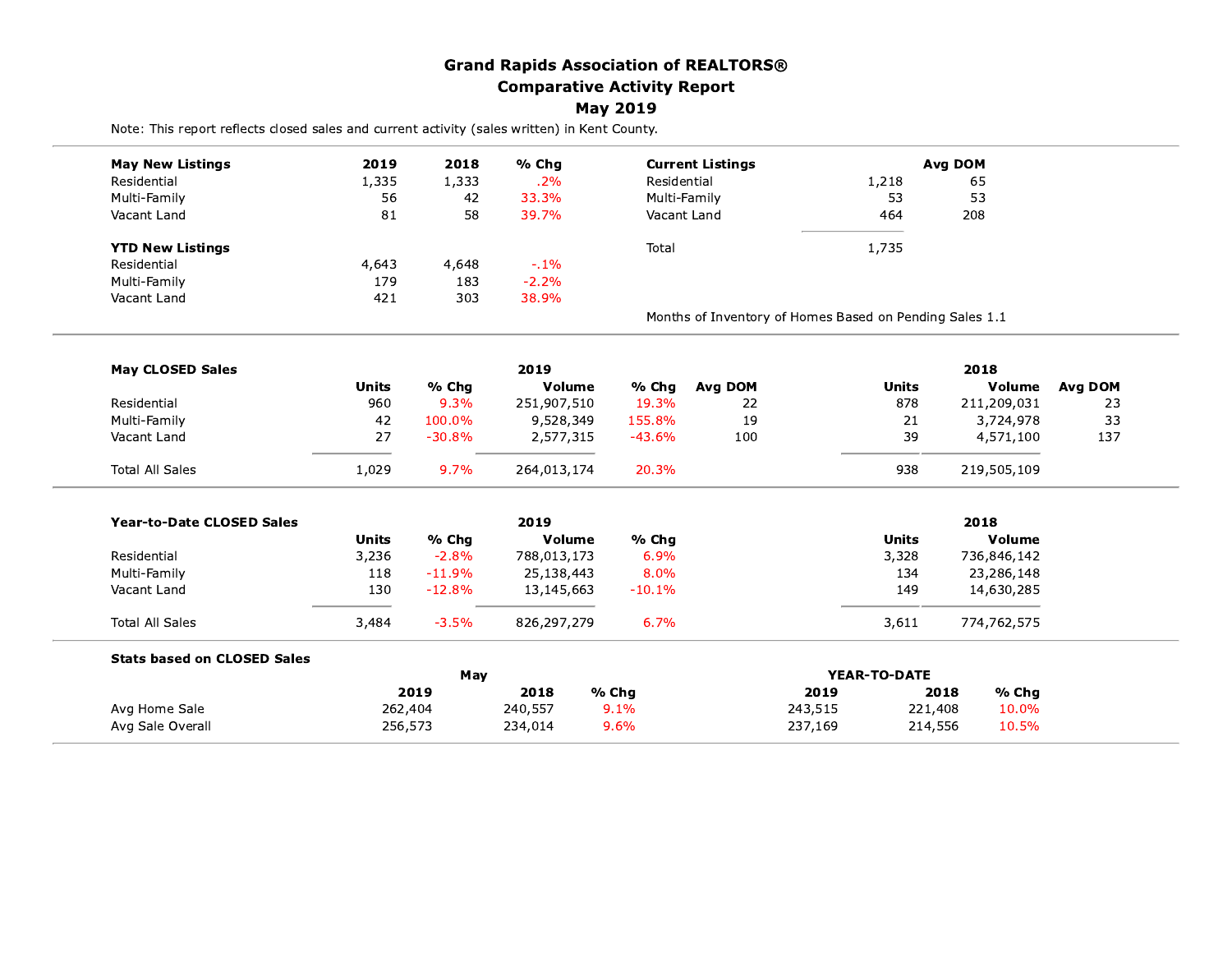# Grand Rapids Association of REALTORS®
## Comparative Activity Report
### May 2019

Note: This report reflects closed sales and current activity (sales written) in Kent County.

| May New Listings | 2019 | 2018 | % Chg |
|---|---|---|---|
| Residential | 1,335 | 1,333 | .2% |
| Multi-Family | 56 | 42 | 33.3% |
| Vacant Land | 81 | 58 | 39.7% |

| YTD New Listings | 2019 | 2018 | % Chg |
|---|---|---|---|
| Residential | 4,643 | 4,648 | -.1% |
| Multi-Family | 179 | 183 | -2.2% |
| Vacant Land | 421 | 303 | 38.9% |

| Current Listings | | Avg DOM |
|---|---|---|
| Residential | 1,218 | 65 |
| Multi-Family | 53 | 53 |
| Vacant Land | 464 | 208 |
| Total | 1,735 | |

Months of Inventory of Homes Based on Pending Sales 1.1

| May CLOSED Sales | 2019 | | | | | 2018 | | |
|---|---|---|---|---|---|---|---|---|
| | Units | % Chg | Volume | % Chg | Avg DOM | Units | Volume | Avg DOM |
| Residential | 960 | 9.3% | 251,907,510 | 19.3% | 22 | 878 | 211,209,031 | 23 |
| Multi-Family | 42 | 100.0% | 9,528,349 | 155.8% | 19 | 21 | 3,724,978 | 33 |
| Vacant Land | 27 | -30.8% | 2,577,315 | -43.6% | 100 | 39 | 4,571,100 | 137 |
| Total All Sales | 1,029 | 9.7% | 264,013,174 | 20.3% | | 938 | 219,505,109 | |

| Year-to-Date CLOSED Sales | 2019 | | | | 2018 | |
|---|---|---|---|---|---|---|
| | Units | % Chg | Volume | % Chg | Units | Volume |
| Residential | 3,236 | -2.8% | 788,013,173 | 6.9% | 3,328 | 736,846,142 |
| Multi-Family | 118 | -11.9% | 25,138,443 | 8.0% | 134 | 23,286,148 |
| Vacant Land | 130 | -12.8% | 13,145,663 | -10.1% | 149 | 14,630,285 |
| Total All Sales | 3,484 | -3.5% | 826,297,279 | 6.7% | 3,611 | 774,762,575 |

| Stats based on CLOSED Sales | May | | | YEAR-TO-DATE | | |
|---|---|---|---|---|---|---|
| | 2019 | 2018 | % Chg | 2019 | 2018 | % Chg |
| Avg Home Sale | 262,404 | 240,557 | 9.1% | 243,515 | 221,408 | 10.0% |
| Avg Sale Overall | 256,573 | 234,014 | 9.6% | 237,169 | 214,556 | 10.5% |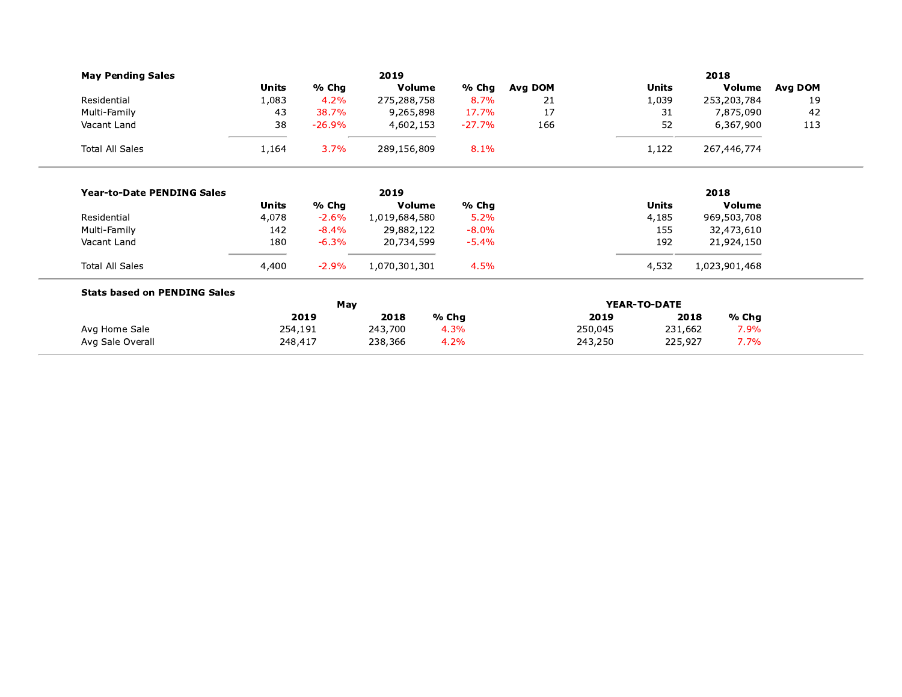## May Pending Sales

| | 2019 Units | % Chg | 2019 Volume | % Chg | Avg DOM | 2018 Units | 2018 Volume | Avg DOM |
|---|---|---|---|---|---|---|---|---|
| Residential | 1,083 | 4.2% | 275,288,758 | 8.7% | 21 | 1,039 | 253,203,784 | 19 |
| Multi-Family | 43 | 38.7% | 9,265,898 | 17.7% | 17 | 31 | 7,875,090 | 42 |
| Vacant Land | 38 | -26.9% | 4,602,153 | -27.7% | 166 | 52 | 6,367,900 | 113 |
| Total All Sales | 1,164 | 3.7% | 289,156,809 | 8.1% | | 1,122 | 267,446,774 | |

## Year-to-Date PENDING Sales

| | 2019 Units | % Chg | 2019 Volume | % Chg | 2018 Units | 2018 Volume |
|---|---|---|---|---|---|---|
| Residential | 4,078 | -2.6% | 1,019,684,580 | 5.2% | 4,185 | 969,503,708 |
| Multi-Family | 142 | -8.4% | 29,882,122 | -8.0% | 155 | 32,473,610 |
| Vacant Land | 180 | -6.3% | 20,734,599 | -5.4% | 192 | 21,924,150 |
| Total All Sales | 4,400 | -2.9% | 1,070,301,301 | 4.5% | 4,532 | 1,023,901,468 |

## Stats based on PENDING Sales

| | May | | | YEAR-TO-DATE | | |
|---|---|---|---|---|---|---|
| | 2019 | 2018 | % Chg | 2019 | 2018 | % Chg |
| Avg Home Sale | 254,191 | 243,700 | 4.3% | 250,045 | 231,662 | 7.9% |
| Avg Sale Overall | 248,417 | 238,366 | 4.2% | 243,250 | 225,927 | 7.7% |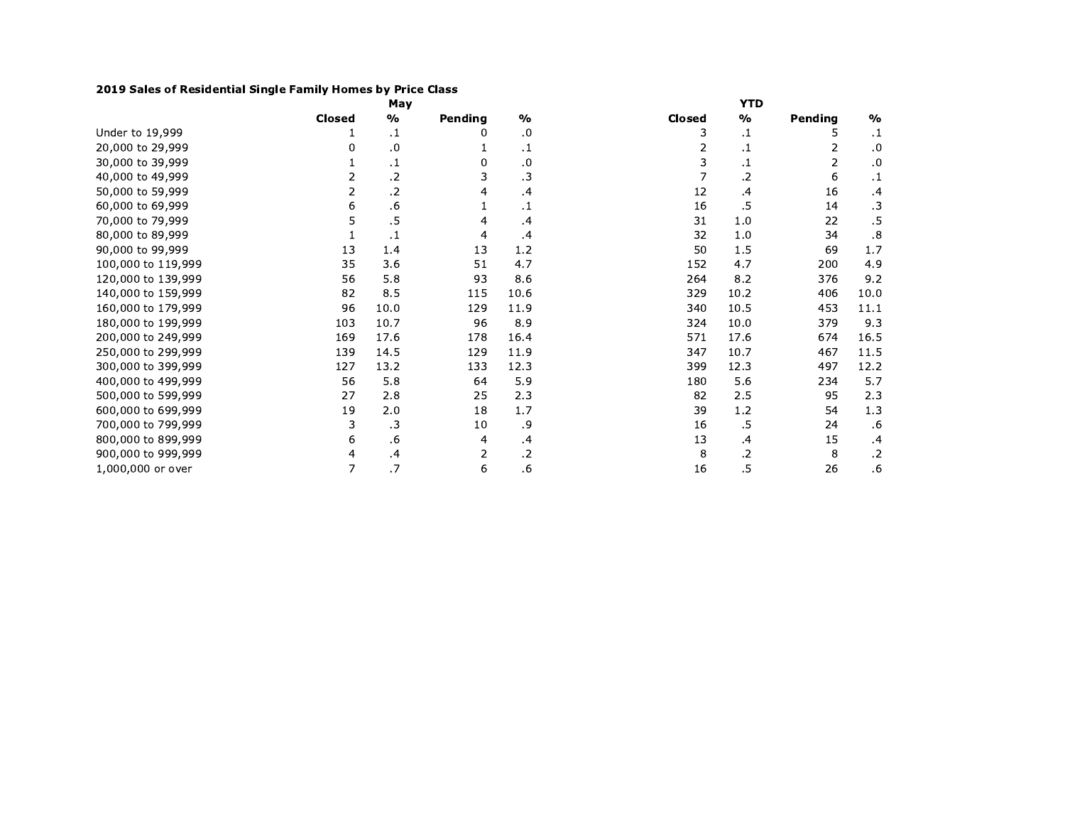**2019 Sales of Residential Single Family Homes by Price Class**

| | May | | | | YTD | | | |
|---|---|---|---|---|---|---|---|---|
| | Closed | % | Pending | % | Closed | % | Pending | % |
| Under to 19,999 | 1 | .1 | 0 | .0 | 3 | .1 | 5 | .1 |
| 20,000 to 29,999 | 0 | .0 | 1 | .1 | 2 | .1 | 2 | .0 |
| 30,000 to 39,999 | 1 | .1 | 0 | .0 | 3 | .1 | 2 | .0 |
| 40,000 to 49,999 | 2 | .2 | 3 | .3 | 7 | .2 | 6 | .1 |
| 50,000 to 59,999 | 2 | .2 | 4 | .4 | 12 | .4 | 16 | .4 |
| 60,000 to 69,999 | 6 | .6 | 1 | .1 | 16 | .5 | 14 | .3 |
| 70,000 to 79,999 | 5 | .5 | 4 | .4 | 31 | 1.0 | 22 | .5 |
| 80,000 to 89,999 | 1 | .1 | 4 | .4 | 32 | 1.0 | 34 | .8 |
| 90,000 to 99,999 | 13 | 1.4 | 13 | 1.2 | 50 | 1.5 | 69 | 1.7 |
| 100,000 to 119,999 | 35 | 3.6 | 51 | 4.7 | 152 | 4.7 | 200 | 4.9 |
| 120,000 to 139,999 | 56 | 5.8 | 93 | 8.6 | 264 | 8.2 | 376 | 9.2 |
| 140,000 to 159,999 | 82 | 8.5 | 115 | 10.6 | 329 | 10.2 | 406 | 10.0 |
| 160,000 to 179,999 | 96 | 10.0 | 129 | 11.9 | 340 | 10.5 | 453 | 11.1 |
| 180,000 to 199,999 | 103 | 10.7 | 96 | 8.9 | 324 | 10.0 | 379 | 9.3 |
| 200,000 to 249,999 | 169 | 17.6 | 178 | 16.4 | 571 | 17.6 | 674 | 16.5 |
| 250,000 to 299,999 | 139 | 14.5 | 129 | 11.9 | 347 | 10.7 | 467 | 11.5 |
| 300,000 to 399,999 | 127 | 13.2 | 133 | 12.3 | 399 | 12.3 | 497 | 12.2 |
| 400,000 to 499,999 | 56 | 5.8 | 64 | 5.9 | 180 | 5.6 | 234 | 5.7 |
| 500,000 to 599,999 | 27 | 2.8 | 25 | 2.3 | 82 | 2.5 | 95 | 2.3 |
| 600,000 to 699,999 | 19 | 2.0 | 18 | 1.7 | 39 | 1.2 | 54 | 1.3 |
| 700,000 to 799,999 | 3 | .3 | 10 | .9 | 16 | .5 | 24 | .6 |
| 800,000 to 899,999 | 6 | .6 | 4 | .4 | 13 | .4 | 15 | .4 |
| 900,000 to 999,999 | 4 | .4 | 2 | .2 | 8 | .2 | 8 | .2 |
| 1,000,000 or over | 7 | .7 | 6 | .6 | 16 | .5 | 26 | .6 |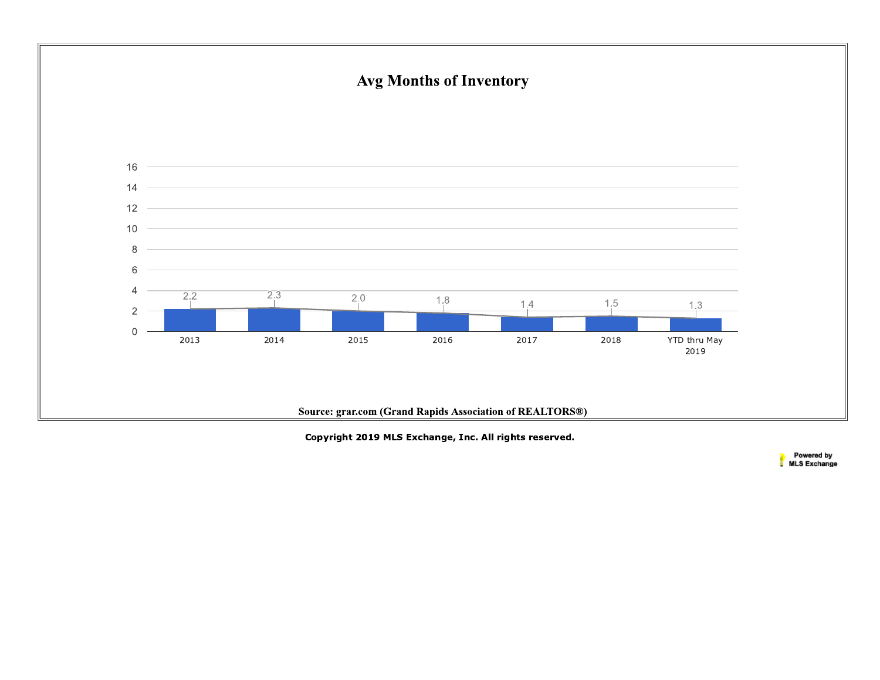# Avg Months of Inventory

16
14
12
10
8
6
4
2
0

2.2
2.3
2.0
1.8
1.4
1.5
1.3

2013
2014
2015
2016
2017
2018
YTD thru May 2019

Source: grar.com (Grand Rapids Association of REALTORS®)

**Copyright 2019 MLS Exchange, Inc. All rights reserved.**

Powered by MLS Exchange